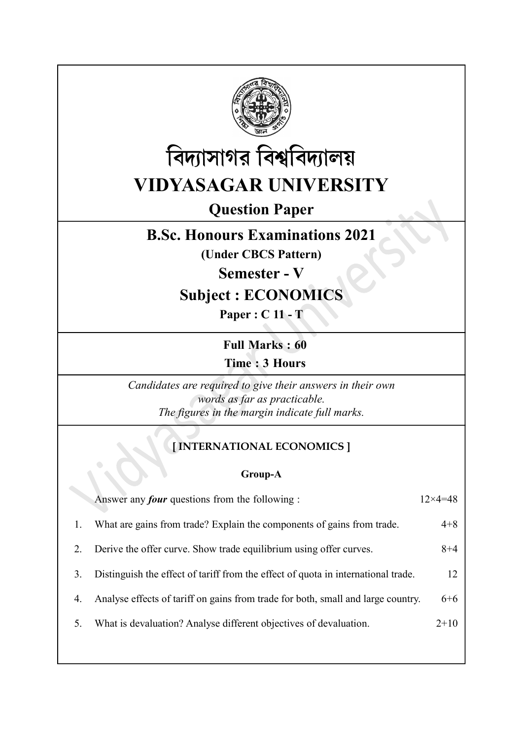# বিদ্যাসাগর বিশ্ববিদ্যালয়

# VIDYASAGAR UNIVERSITY

## Question Paper

## B.Sc. Honours Examinations 2021

**(Under CBCS Pattern)**

## Semester - V

## Subject : ECONOMICS

**Paper : C 11 - T**

**Full Marks : 60**

**Time : 3 Hours**

*Candidates are required to give their answers in their own words as far as practicable.*
*The figures in the margin indicate full marks.*

**[ INTERNATIONAL ECONOMICS ]**

**Group-A**

Answer any ***four*** questions from the following : 12×4=48

1. What are gains from trade? Explain the components of gains from trade. 4+8

2. Derive the offer curve. Show trade equilibrium using offer curves. 8+4

3. Distinguish the effect of tariff from the effect of quota in international trade. 12

4. Analyse effects of tariff on gains from trade for both, small and large country. 6+6

5. What is devaluation? Analyse different objectives of devaluation. 2+10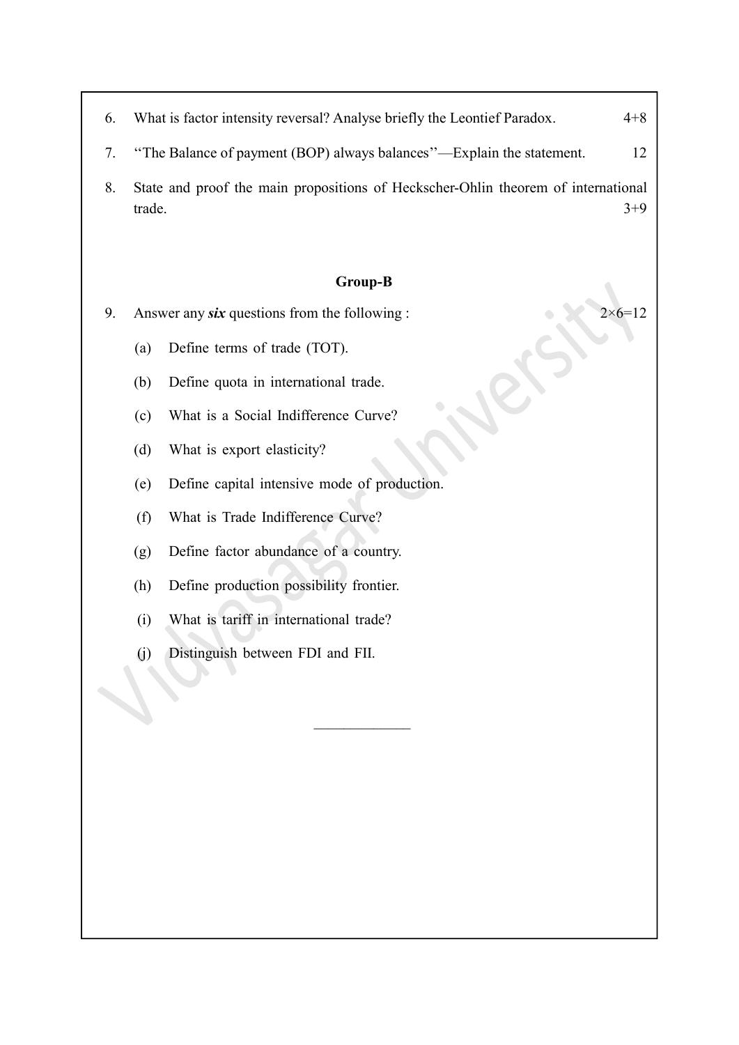6. What is factor intensity reversal? Analyse briefly the Leontief Paradox. 4+8

7. ''The Balance of payment (BOP) always balances''—Explain the statement. 12

8. State and proof the main propositions of Heckscher-Ohlin theorem of international trade. 3+9

## Group-B

9. Answer any ***six*** questions from the following : 2×6=12

   (a) Define terms of trade (TOT).

   (b) Define quota in international trade.

   (c) What is a Social Indifference Curve?

   (d) What is export elasticity?

   (e) Define capital intensive mode of production.

   (f) What is Trade Indifference Curve?

   (g) Define factor abundance of a country.

   (h) Define production possibility frontier.

   (i) What is tariff in international trade?

   (j) Distinguish between FDI and FII.

———————